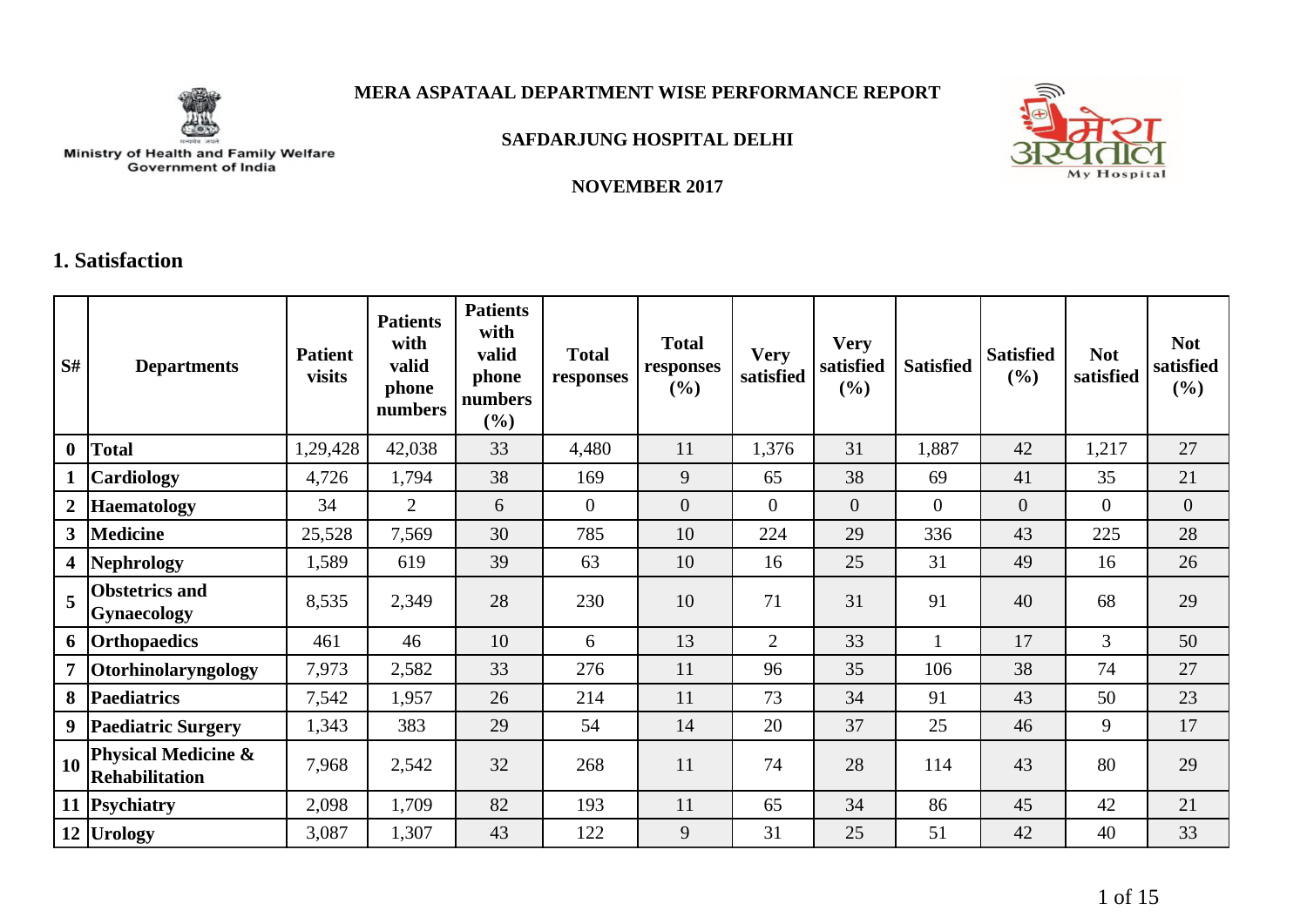Ministry of Health and Family Welfare
Government of India

# MERA ASPATAAL DEPARTMENT WISE PERFORMANCE REPORT

## SAFDARJUNG HOSPITAL DELHI

### NOVEMBER 2017

## 1. Satisfaction

| S# | Departments | Patient visits | Patients with valid phone numbers | Patients with valid phone numbers (%) | Total responses | Total responses (%) | Very satisfied | Very satisfied (%) | Satisfied | Satisfied (%) | Not satisfied | Not satisfied (%) |
|---|---|---|---|---|---|---|---|---|---|---|---|---|
| 0 | Total | 1,29,428 | 42,038 | 33 | 4,480 | 11 | 1,376 | 31 | 1,887 | 42 | 1,217 | 27 |
| 1 | Cardiology | 4,726 | 1,794 | 38 | 169 | 9 | 65 | 38 | 69 | 41 | 35 | 21 |
| 2 | Haematology | 34 | 2 | 6 | 0 | 0 | 0 | 0 | 0 | 0 | 0 | 0 |
| 3 | Medicine | 25,528 | 7,569 | 30 | 785 | 10 | 224 | 29 | 336 | 43 | 225 | 28 |
| 4 | Nephrology | 1,589 | 619 | 39 | 63 | 10 | 16 | 25 | 31 | 49 | 16 | 26 |
| 5 | Obstetrics and Gynaecology | 8,535 | 2,349 | 28 | 230 | 10 | 71 | 31 | 91 | 40 | 68 | 29 |
| 6 | Orthopaedics | 461 | 46 | 10 | 6 | 13 | 2 | 33 | 1 | 17 | 3 | 50 |
| 7 | Otorhinolaryngology | 7,973 | 2,582 | 33 | 276 | 11 | 96 | 35 | 106 | 38 | 74 | 27 |
| 8 | Paediatrics | 7,542 | 1,957 | 26 | 214 | 11 | 73 | 34 | 91 | 43 | 50 | 23 |
| 9 | Paediatric Surgery | 1,343 | 383 | 29 | 54 | 14 | 20 | 37 | 25 | 46 | 9 | 17 |
| 10 | Physical Medicine & Rehabilitation | 7,968 | 2,542 | 32 | 268 | 11 | 74 | 28 | 114 | 43 | 80 | 29 |
| 11 | Psychiatry | 2,098 | 1,709 | 82 | 193 | 11 | 65 | 34 | 86 | 45 | 42 | 21 |
| 12 | Urology | 3,087 | 1,307 | 43 | 122 | 9 | 31 | 25 | 51 | 42 | 40 | 33 |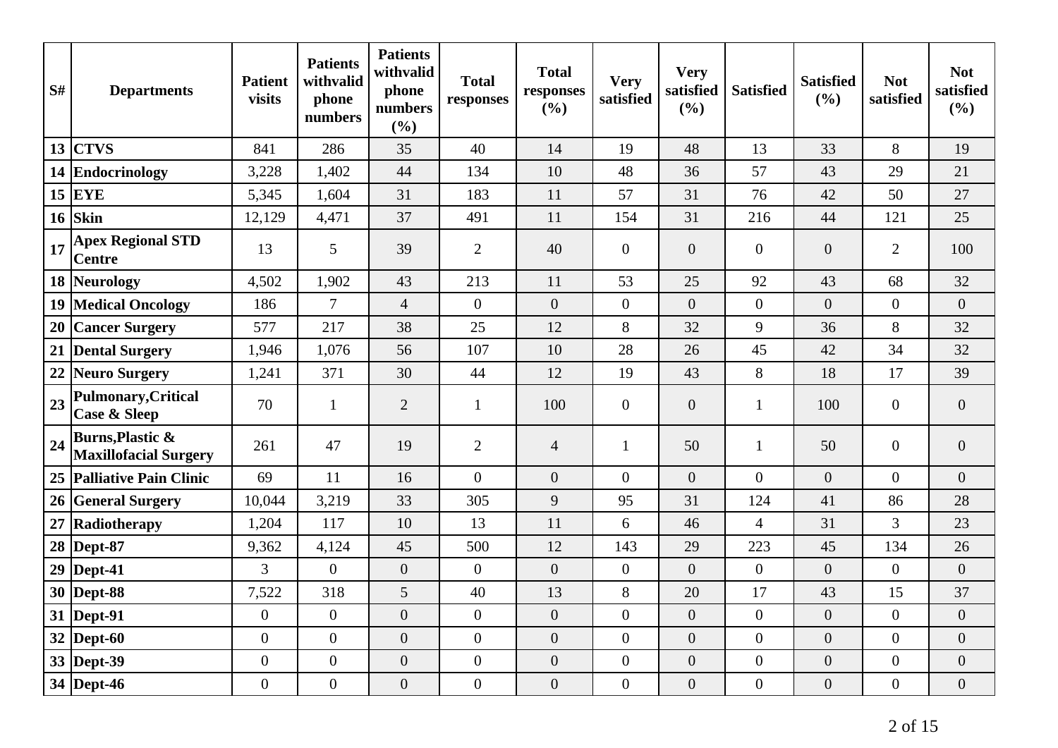| S# | Departments | Patient visits | Patients withvalid phone numbers | Patients withvalid phone numbers (%) | Total responses | Total responses (%) | Very satisfied | Very satisfied (%) | Satisfied | Satisfied (%) | Not satisfied | Not satisfied (%) |
|---|---|---|---|---|---|---|---|---|---|---|---|---|
| 13 | **CTVS** | 841 | 286 | 35 | 40 | 14 | 19 | 48 | 13 | 33 | 8 | 19 |
| 14 | **Endocrinology** | 3,228 | 1,402 | 44 | 134 | 10 | 48 | 36 | 57 | 43 | 29 | 21 |
| 15 | **EYE** | 5,345 | 1,604 | 31 | 183 | 11 | 57 | 31 | 76 | 42 | 50 | 27 |
| 16 | **Skin** | 12,129 | 4,471 | 37 | 491 | 11 | 154 | 31 | 216 | 44 | 121 | 25 |
| 17 | **Apex Regional STD Centre** | 13 | 5 | 39 | 2 | 40 | 0 | 0 | 0 | 0 | 2 | 100 |
| 18 | **Neurology** | 4,502 | 1,902 | 43 | 213 | 11 | 53 | 25 | 92 | 43 | 68 | 32 |
| 19 | **Medical Oncology** | 186 | 7 | 4 | 0 | 0 | 0 | 0 | 0 | 0 | 0 | 0 |
| 20 | **Cancer Surgery** | 577 | 217 | 38 | 25 | 12 | 8 | 32 | 9 | 36 | 8 | 32 |
| 21 | **Dental Surgery** | 1,946 | 1,076 | 56 | 107 | 10 | 28 | 26 | 45 | 42 | 34 | 32 |
| 22 | **Neuro Surgery** | 1,241 | 371 | 30 | 44 | 12 | 19 | 43 | 8 | 18 | 17 | 39 |
| 23 | **Pulmonary,Critical Case & Sleep** | 70 | 1 | 2 | 1 | 100 | 0 | 0 | 1 | 100 | 0 | 0 |
| 24 | **Burns,Plastic & Maxillofacial Surgery** | 261 | 47 | 19 | 2 | 4 | 1 | 50 | 1 | 50 | 0 | 0 |
| 25 | **Palliative Pain Clinic** | 69 | 11 | 16 | 0 | 0 | 0 | 0 | 0 | 0 | 0 | 0 |
| 26 | **General Surgery** | 10,044 | 3,219 | 33 | 305 | 9 | 95 | 31 | 124 | 41 | 86 | 28 |
| 27 | **Radiotherapy** | 1,204 | 117 | 10 | 13 | 11 | 6 | 46 | 4 | 31 | 3 | 23 |
| 28 | **Dept-87** | 9,362 | 4,124 | 45 | 500 | 12 | 143 | 29 | 223 | 45 | 134 | 26 |
| 29 | **Dept-41** | 3 | 0 | 0 | 0 | 0 | 0 | 0 | 0 | 0 | 0 | 0 |
| 30 | **Dept-88** | 7,522 | 318 | 5 | 40 | 13 | 8 | 20 | 17 | 43 | 15 | 37 |
| 31 | **Dept-91** | 0 | 0 | 0 | 0 | 0 | 0 | 0 | 0 | 0 | 0 | 0 |
| 32 | **Dept-60** | 0 | 0 | 0 | 0 | 0 | 0 | 0 | 0 | 0 | 0 | 0 |
| 33 | **Dept-39** | 0 | 0 | 0 | 0 | 0 | 0 | 0 | 0 | 0 | 0 | 0 |
| 34 | **Dept-46** | 0 | 0 | 0 | 0 | 0 | 0 | 0 | 0 | 0 | 0 | 0 |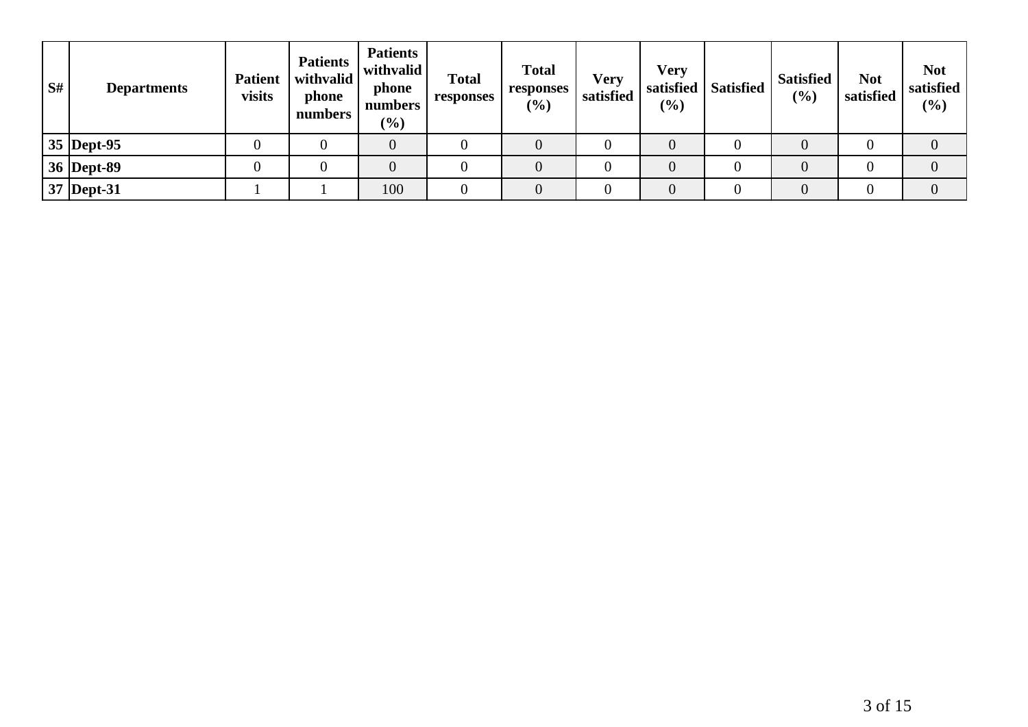| S# | Departments | Patient visits | Patients withvalid phone numbers | Patients withvalid phone numbers (%) | Total responses | Total responses (%) | Very satisfied | Very satisfied (%) | Satisfied | Satisfied (%) | Not satisfied | Not satisfied (%) |
|---|---|---|---|---|---|---|---|---|---|---|---|---|
| 35 | Dept-95 | 0 | 0 | 0 | 0 | 0 | 0 | 0 | 0 | 0 | 0 | 0 |
| 36 | Dept-89 | 0 | 0 | 0 | 0 | 0 | 0 | 0 | 0 | 0 | 0 | 0 |
| 37 | Dept-31 | 1 | 1 | 100 | 0 | 0 | 0 | 0 | 0 | 0 | 0 | 0 |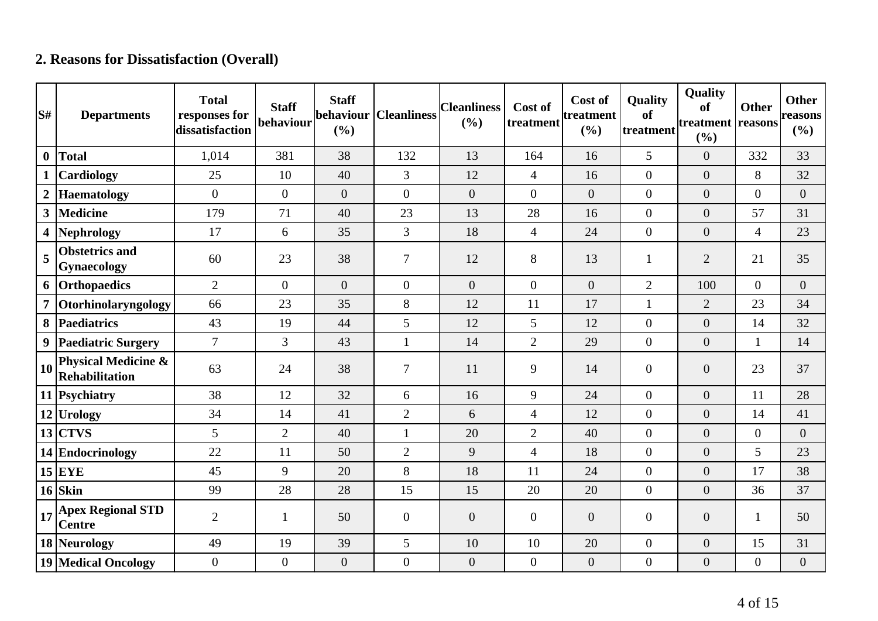## 2. Reasons for Dissatisfaction (Overall)

| S# | Departments | Total responses for dissatisfaction | Staff behaviour | Staff behaviour (%) | Cleanliness | Cleanliness (%) | Cost of treatment | Cost of treatment (%) | Quality of treatment | Quality of treatment (%) | Other reasons | Other reasons (%) |
|---|---|---|---|---|---|---|---|---|---|---|---|---|
| 0 | **Total** | 1,014 | 381 | 38 | 132 | 13 | 164 | 16 | 5 | 0 | 332 | 33 |
| 1 | **Cardiology** | 25 | 10 | 40 | 3 | 12 | 4 | 16 | 0 | 0 | 8 | 32 |
| 2 | **Haematology** | 0 | 0 | 0 | 0 | 0 | 0 | 0 | 0 | 0 | 0 | 0 |
| 3 | **Medicine** | 179 | 71 | 40 | 23 | 13 | 28 | 16 | 0 | 0 | 57 | 31 |
| 4 | **Nephrology** | 17 | 6 | 35 | 3 | 18 | 4 | 24 | 0 | 0 | 4 | 23 |
| 5 | **Obstetrics and Gynaecology** | 60 | 23 | 38 | 7 | 12 | 8 | 13 | 1 | 2 | 21 | 35 |
| 6 | **Orthopaedics** | 2 | 0 | 0 | 0 | 0 | 0 | 0 | 2 | 100 | 0 | 0 |
| 7 | **Otorhinolaryngology** | 66 | 23 | 35 | 8 | 12 | 11 | 17 | 1 | 2 | 23 | 34 |
| 8 | **Paediatrics** | 43 | 19 | 44 | 5 | 12 | 5 | 12 | 0 | 0 | 14 | 32 |
| 9 | **Paediatric Surgery** | 7 | 3 | 43 | 1 | 14 | 2 | 29 | 0 | 0 | 1 | 14 |
| 10 | **Physical Medicine & Rehabilitation** | 63 | 24 | 38 | 7 | 11 | 9 | 14 | 0 | 0 | 23 | 37 |
| 11 | **Psychiatry** | 38 | 12 | 32 | 6 | 16 | 9 | 24 | 0 | 0 | 11 | 28 |
| 12 | **Urology** | 34 | 14 | 41 | 2 | 6 | 4 | 12 | 0 | 0 | 14 | 41 |
| 13 | **CTVS** | 5 | 2 | 40 | 1 | 20 | 2 | 40 | 0 | 0 | 0 | 0 |
| 14 | **Endocrinology** | 22 | 11 | 50 | 2 | 9 | 4 | 18 | 0 | 0 | 5 | 23 |
| 15 | **EYE** | 45 | 9 | 20 | 8 | 18 | 11 | 24 | 0 | 0 | 17 | 38 |
| 16 | **Skin** | 99 | 28 | 28 | 15 | 15 | 20 | 20 | 0 | 0 | 36 | 37 |
| 17 | **Apex Regional STD Centre** | 2 | 1 | 50 | 0 | 0 | 0 | 0 | 0 | 0 | 1 | 50 |
| 18 | **Neurology** | 49 | 19 | 39 | 5 | 10 | 10 | 20 | 0 | 0 | 15 | 31 |
| 19 | **Medical Oncology** | 0 | 0 | 0 | 0 | 0 | 0 | 0 | 0 | 0 | 0 | 0 |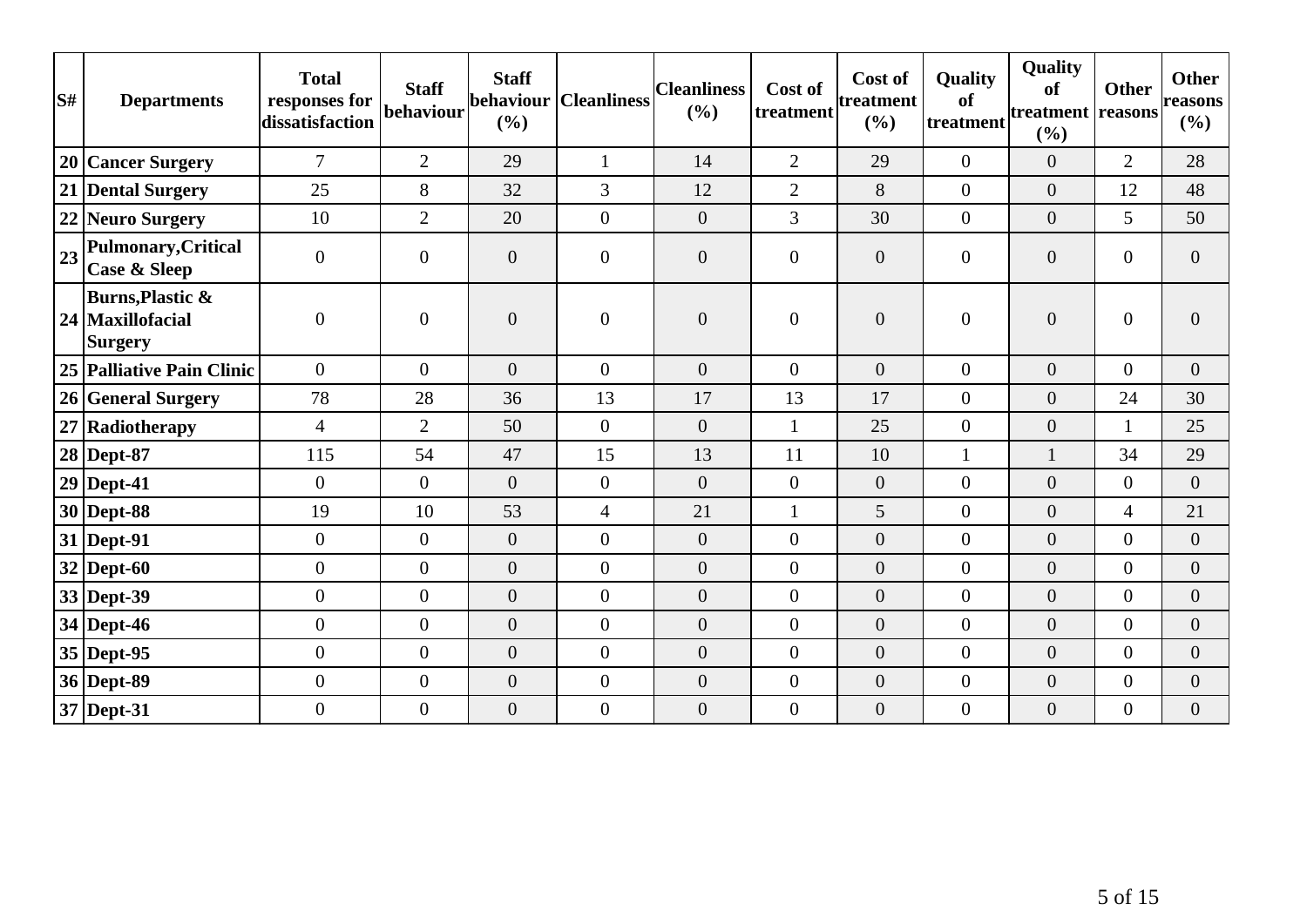| S# | Departments | Total responses for dissatisfaction | Staff behaviour | Staff behaviour (%) | Cleanliness | Cleanliness (%) | Cost of treatment | Cost of treatment (%) | Quality of treatment | Quality of treatment (%) | Other reasons | Other reasons (%) |
|---|---|---|---|---|---|---|---|---|---|---|---|---|
| 20 | **Cancer Surgery** | 7 | 2 | 29 | 1 | 14 | 2 | 29 | 0 | 0 | 2 | 28 |
| 21 | **Dental Surgery** | 25 | 8 | 32 | 3 | 12 | 2 | 8 | 0 | 0 | 12 | 48 |
| 22 | **Neuro Surgery** | 10 | 2 | 20 | 0 | 0 | 3 | 30 | 0 | 0 | 5 | 50 |
| 23 | **Pulmonary,Critical Case & Sleep** | 0 | 0 | 0 | 0 | 0 | 0 | 0 | 0 | 0 | 0 | 0 |
| 24 | **Burns,Plastic & Maxillofacial Surgery** | 0 | 0 | 0 | 0 | 0 | 0 | 0 | 0 | 0 | 0 | 0 |
| 25 | **Palliative Pain Clinic** | 0 | 0 | 0 | 0 | 0 | 0 | 0 | 0 | 0 | 0 | 0 |
| 26 | **General Surgery** | 78 | 28 | 36 | 13 | 17 | 13 | 17 | 0 | 0 | 24 | 30 |
| 27 | **Radiotherapy** | 4 | 2 | 50 | 0 | 0 | 1 | 25 | 0 | 0 | 1 | 25 |
| 28 | **Dept-87** | 115 | 54 | 47 | 15 | 13 | 11 | 10 | 1 | 1 | 34 | 29 |
| 29 | **Dept-41** | 0 | 0 | 0 | 0 | 0 | 0 | 0 | 0 | 0 | 0 | 0 |
| 30 | **Dept-88** | 19 | 10 | 53 | 4 | 21 | 1 | 5 | 0 | 0 | 4 | 21 |
| 31 | **Dept-91** | 0 | 0 | 0 | 0 | 0 | 0 | 0 | 0 | 0 | 0 | 0 |
| 32 | **Dept-60** | 0 | 0 | 0 | 0 | 0 | 0 | 0 | 0 | 0 | 0 | 0 |
| 33 | **Dept-39** | 0 | 0 | 0 | 0 | 0 | 0 | 0 | 0 | 0 | 0 | 0 |
| 34 | **Dept-46** | 0 | 0 | 0 | 0 | 0 | 0 | 0 | 0 | 0 | 0 | 0 |
| 35 | **Dept-95** | 0 | 0 | 0 | 0 | 0 | 0 | 0 | 0 | 0 | 0 | 0 |
| 36 | **Dept-89** | 0 | 0 | 0 | 0 | 0 | 0 | 0 | 0 | 0 | 0 | 0 |
| 37 | **Dept-31** | 0 | 0 | 0 | 0 | 0 | 0 | 0 | 0 | 0 | 0 | 0 |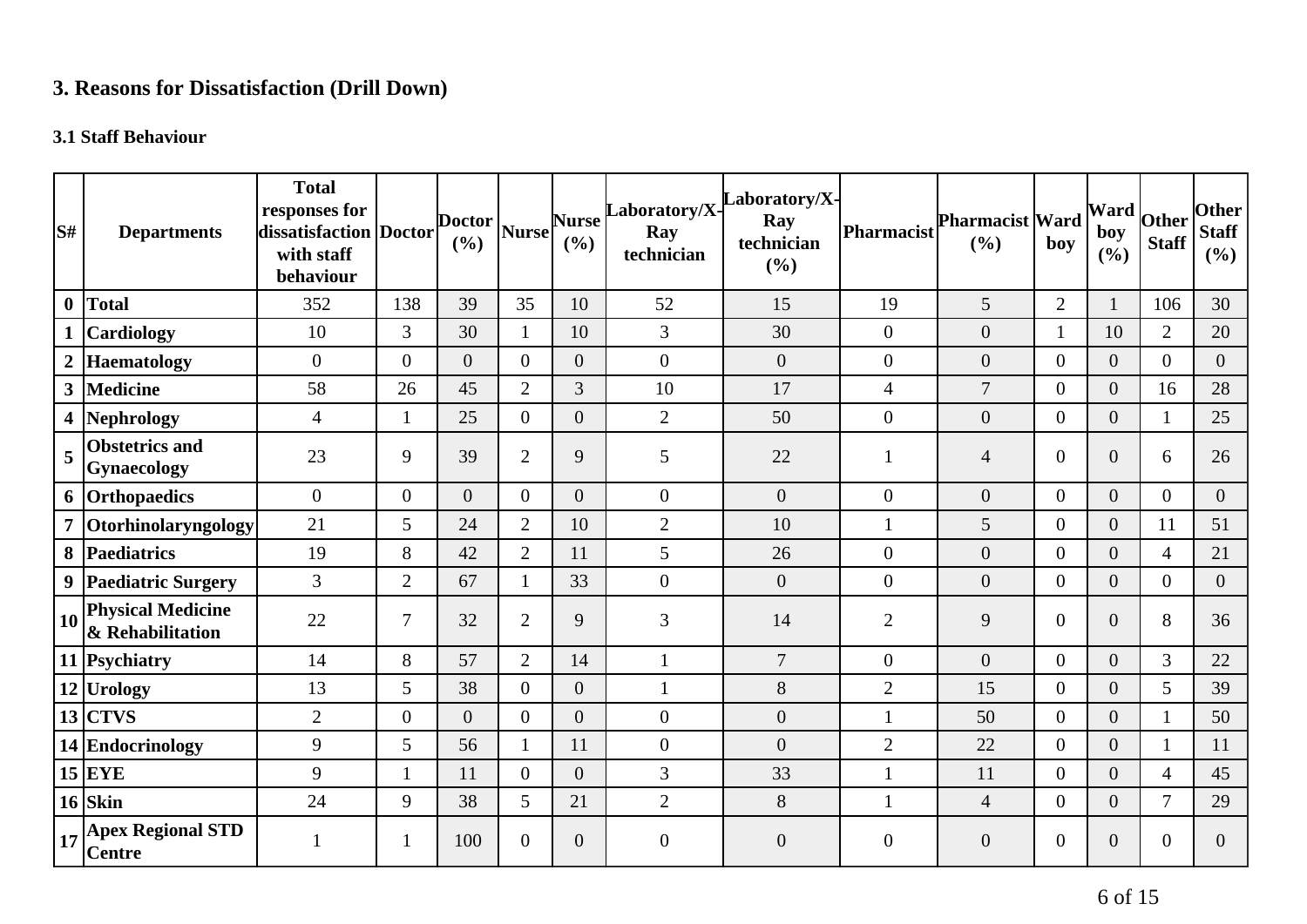## 3. Reasons for Dissatisfaction (Drill Down)

### 3.1 Staff Behaviour

| S# | Departments | Total responses for dissatisfaction with staff behaviour | Doctor | Doctor (%) | Nurse | Nurse (%) | Laboratory/X-Ray technician | Laboratory/X-Ray technician (%) | Pharmacist | Pharmacist (%) | Ward boy | Ward boy (%) | Other Staff | Other Staff (%) |
|---|---|---|---|---|---|---|---|---|---|---|---|---|---|---|
| 0 | Total | 352 | 138 | 39 | 35 | 10 | 52 | 15 | 19 | 5 | 2 | 1 | 106 | 30 |
| 1 | Cardiology | 10 | 3 | 30 | 1 | 10 | 3 | 30 | 0 | 0 | 1 | 10 | 2 | 20 |
| 2 | Haematology | 0 | 0 | 0 | 0 | 0 | 0 | 0 | 0 | 0 | 0 | 0 | 0 | 0 |
| 3 | Medicine | 58 | 26 | 45 | 2 | 3 | 10 | 17 | 4 | 7 | 0 | 0 | 16 | 28 |
| 4 | Nephrology | 4 | 1 | 25 | 0 | 0 | 2 | 50 | 0 | 0 | 0 | 0 | 1 | 25 |
| 5 | Obstetrics and Gynaecology | 23 | 9 | 39 | 2 | 9 | 5 | 22 | 1 | 4 | 0 | 0 | 6 | 26 |
| 6 | Orthopaedics | 0 | 0 | 0 | 0 | 0 | 0 | 0 | 0 | 0 | 0 | 0 | 0 | 0 |
| 7 | Otorhinolaryngology | 21 | 5 | 24 | 2 | 10 | 2 | 10 | 1 | 5 | 0 | 0 | 11 | 51 |
| 8 | Paediatrics | 19 | 8 | 42 | 2 | 11 | 5 | 26 | 0 | 0 | 0 | 0 | 4 | 21 |
| 9 | Paediatric Surgery | 3 | 2 | 67 | 1 | 33 | 0 | 0 | 0 | 0 | 0 | 0 | 0 | 0 |
| 10 | Physical Medicine & Rehabilitation | 22 | 7 | 32 | 2 | 9 | 3 | 14 | 2 | 9 | 0 | 0 | 8 | 36 |
| 11 | Psychiatry | 14 | 8 | 57 | 2 | 14 | 1 | 7 | 0 | 0 | 0 | 0 | 3 | 22 |
| 12 | Urology | 13 | 5 | 38 | 0 | 0 | 1 | 8 | 2 | 15 | 0 | 0 | 5 | 39 |
| 13 | CTVS | 2 | 0 | 0 | 0 | 0 | 0 | 0 | 1 | 50 | 0 | 0 | 1 | 50 |
| 14 | Endocrinology | 9 | 5 | 56 | 1 | 11 | 0 | 0 | 2 | 22 | 0 | 0 | 1 | 11 |
| 15 | EYE | 9 | 1 | 11 | 0 | 0 | 3 | 33 | 1 | 11 | 0 | 0 | 4 | 45 |
| 16 | Skin | 24 | 9 | 38 | 5 | 21 | 2 | 8 | 1 | 4 | 0 | 0 | 7 | 29 |
| 17 | Apex Regional STD Centre | 1 | 1 | 100 | 0 | 0 | 0 | 0 | 0 | 0 | 0 | 0 | 0 | 0 |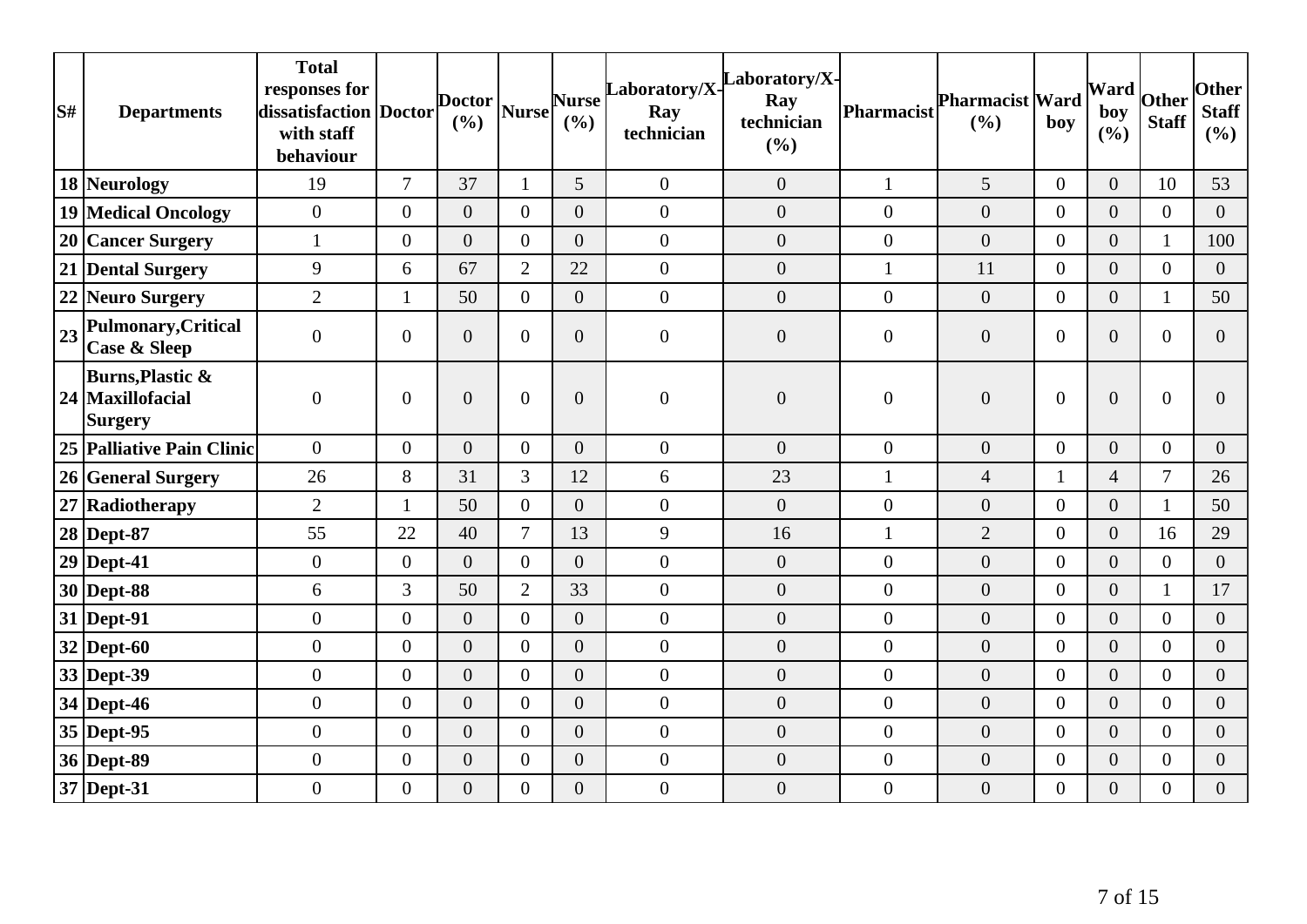| S# | Departments | Total responses for dissatisfaction with staff behaviour | Doctor | Doctor (%) | Nurse | Nurse (%) | Laboratory/X-Ray technician | Laboratory/X-Ray technician (%) | Pharmacist | Pharmacist (%) | Ward boy | Ward boy (%) | Other Staff | Other Staff (%) |
|---|---|---|---|---|---|---|---|---|---|---|---|---|---|---|
| 18 | Neurology | 19 | 7 | 37 | 1 | 5 | 0 | 0 | 1 | 5 | 0 | 0 | 10 | 53 |
| 19 | Medical Oncology | 0 | 0 | 0 | 0 | 0 | 0 | 0 | 0 | 0 | 0 | 0 | 0 | 0 |
| 20 | Cancer Surgery | 1 | 0 | 0 | 0 | 0 | 0 | 0 | 0 | 0 | 0 | 0 | 1 | 100 |
| 21 | Dental Surgery | 9 | 6 | 67 | 2 | 22 | 0 | 0 | 1 | 11 | 0 | 0 | 0 | 0 |
| 22 | Neuro Surgery | 2 | 1 | 50 | 0 | 0 | 0 | 0 | 0 | 0 | 0 | 0 | 1 | 50 |
| 23 | Pulmonary,Critical Case & Sleep | 0 | 0 | 0 | 0 | 0 | 0 | 0 | 0 | 0 | 0 | 0 | 0 | 0 |
| 24 | Burns,Plastic & Maxillofacial Surgery | 0 | 0 | 0 | 0 | 0 | 0 | 0 | 0 | 0 | 0 | 0 | 0 | 0 |
| 25 | Palliative Pain Clinic | 0 | 0 | 0 | 0 | 0 | 0 | 0 | 0 | 0 | 0 | 0 | 0 | 0 |
| 26 | General Surgery | 26 | 8 | 31 | 3 | 12 | 6 | 23 | 1 | 4 | 1 | 4 | 7 | 26 |
| 27 | Radiotherapy | 2 | 1 | 50 | 0 | 0 | 0 | 0 | 0 | 0 | 0 | 0 | 1 | 50 |
| 28 | Dept-87 | 55 | 22 | 40 | 7 | 13 | 9 | 16 | 1 | 2 | 0 | 0 | 16 | 29 |
| 29 | Dept-41 | 0 | 0 | 0 | 0 | 0 | 0 | 0 | 0 | 0 | 0 | 0 | 0 | 0 |
| 30 | Dept-88 | 6 | 3 | 50 | 2 | 33 | 0 | 0 | 0 | 0 | 0 | 0 | 1 | 17 |
| 31 | Dept-91 | 0 | 0 | 0 | 0 | 0 | 0 | 0 | 0 | 0 | 0 | 0 | 0 | 0 |
| 32 | Dept-60 | 0 | 0 | 0 | 0 | 0 | 0 | 0 | 0 | 0 | 0 | 0 | 0 | 0 |
| 33 | Dept-39 | 0 | 0 | 0 | 0 | 0 | 0 | 0 | 0 | 0 | 0 | 0 | 0 | 0 |
| 34 | Dept-46 | 0 | 0 | 0 | 0 | 0 | 0 | 0 | 0 | 0 | 0 | 0 | 0 | 0 |
| 35 | Dept-95 | 0 | 0 | 0 | 0 | 0 | 0 | 0 | 0 | 0 | 0 | 0 | 0 | 0 |
| 36 | Dept-89 | 0 | 0 | 0 | 0 | 0 | 0 | 0 | 0 | 0 | 0 | 0 | 0 | 0 |
| 37 | Dept-31 | 0 | 0 | 0 | 0 | 0 | 0 | 0 | 0 | 0 | 0 | 0 | 0 | 0 |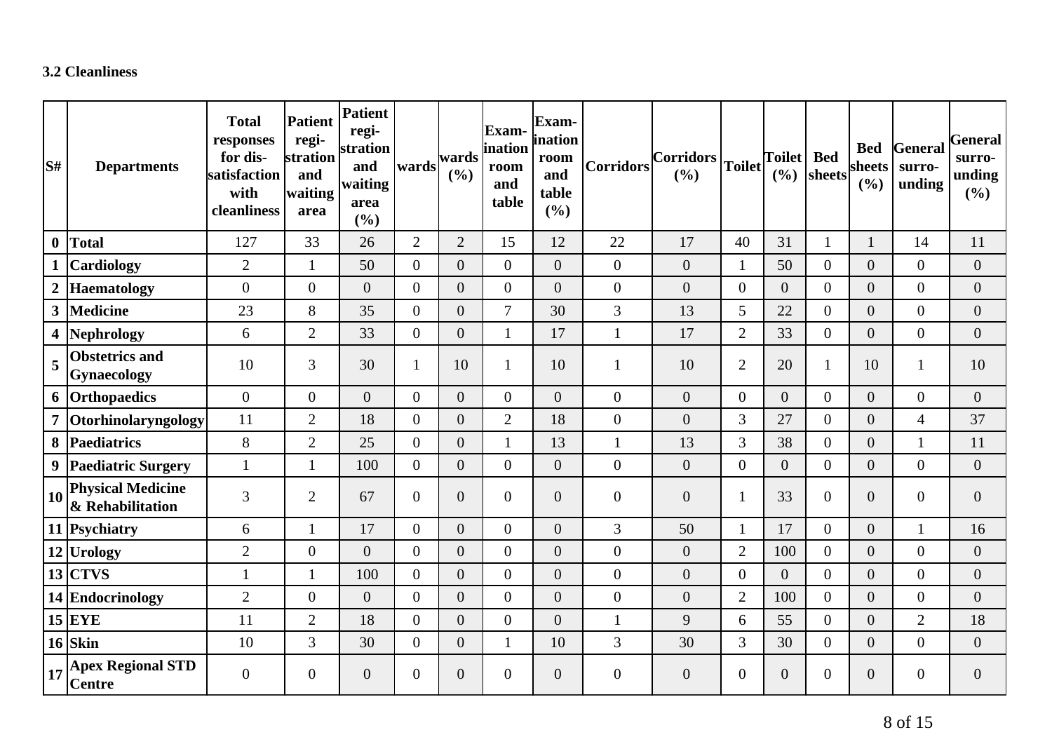### 3.2 Cleanliness

| S# | Departments | Total responses for dis-satisfaction with cleanliness | Patient regi-stration and waiting area | Patient regi-stration and waiting area (%) | wards | wards (%) | Exam-ination room and table | Exam-ination room and table (%) | Corridors | Corridors (%) | Toilet | Toilet (%) | Bed sheets | Bed sheets (%) | General surro-unding | General surro-unding (%) |
|---|---|---|---|---|---|---|---|---|---|---|---|---|---|---|---|---|
| 0 | Total | 127 | 33 | 26 | 2 | 2 | 15 | 12 | 22 | 17 | 40 | 31 | 1 | 1 | 14 | 11 |
| 1 | Cardiology | 2 | 1 | 50 | 0 | 0 | 0 | 0 | 0 | 0 | 1 | 50 | 0 | 0 | 0 | 0 |
| 2 | Haematology | 0 | 0 | 0 | 0 | 0 | 0 | 0 | 0 | 0 | 0 | 0 | 0 | 0 | 0 | 0 |
| 3 | Medicine | 23 | 8 | 35 | 0 | 0 | 7 | 30 | 3 | 13 | 5 | 22 | 0 | 0 | 0 | 0 |
| 4 | Nephrology | 6 | 2 | 33 | 0 | 0 | 1 | 17 | 1 | 17 | 2 | 33 | 0 | 0 | 0 | 0 |
| 5 | Obstetrics and Gynaecology | 10 | 3 | 30 | 1 | 10 | 1 | 10 | 1 | 10 | 2 | 20 | 1 | 10 | 1 | 10 |
| 6 | Orthopaedics | 0 | 0 | 0 | 0 | 0 | 0 | 0 | 0 | 0 | 0 | 0 | 0 | 0 | 0 | 0 |
| 7 | Otorhinolaryngology | 11 | 2 | 18 | 0 | 0 | 2 | 18 | 0 | 0 | 3 | 27 | 0 | 0 | 4 | 37 |
| 8 | Paediatrics | 8 | 2 | 25 | 0 | 0 | 1 | 13 | 1 | 13 | 3 | 38 | 0 | 0 | 1 | 11 |
| 9 | Paediatric Surgery | 1 | 1 | 100 | 0 | 0 | 0 | 0 | 0 | 0 | 0 | 0 | 0 | 0 | 0 | 0 |
| 10 | Physical Medicine & Rehabilitation | 3 | 2 | 67 | 0 | 0 | 0 | 0 | 0 | 0 | 1 | 33 | 0 | 0 | 0 | 0 |
| 11 | Psychiatry | 6 | 1 | 17 | 0 | 0 | 0 | 0 | 3 | 50 | 1 | 17 | 0 | 0 | 1 | 16 |
| 12 | Urology | 2 | 0 | 0 | 0 | 0 | 0 | 0 | 0 | 0 | 2 | 100 | 0 | 0 | 0 | 0 |
| 13 | CTVS | 1 | 1 | 100 | 0 | 0 | 0 | 0 | 0 | 0 | 0 | 0 | 0 | 0 | 0 | 0 |
| 14 | Endocrinology | 2 | 0 | 0 | 0 | 0 | 0 | 0 | 0 | 0 | 2 | 100 | 0 | 0 | 0 | 0 |
| 15 | EYE | 11 | 2 | 18 | 0 | 0 | 0 | 0 | 1 | 9 | 6 | 55 | 0 | 0 | 2 | 18 |
| 16 | Skin | 10 | 3 | 30 | 0 | 0 | 1 | 10 | 3 | 30 | 3 | 30 | 0 | 0 | 0 | 0 |
| 17 | Apex Regional STD Centre | 0 | 0 | 0 | 0 | 0 | 0 | 0 | 0 | 0 | 0 | 0 | 0 | 0 | 0 | 0 |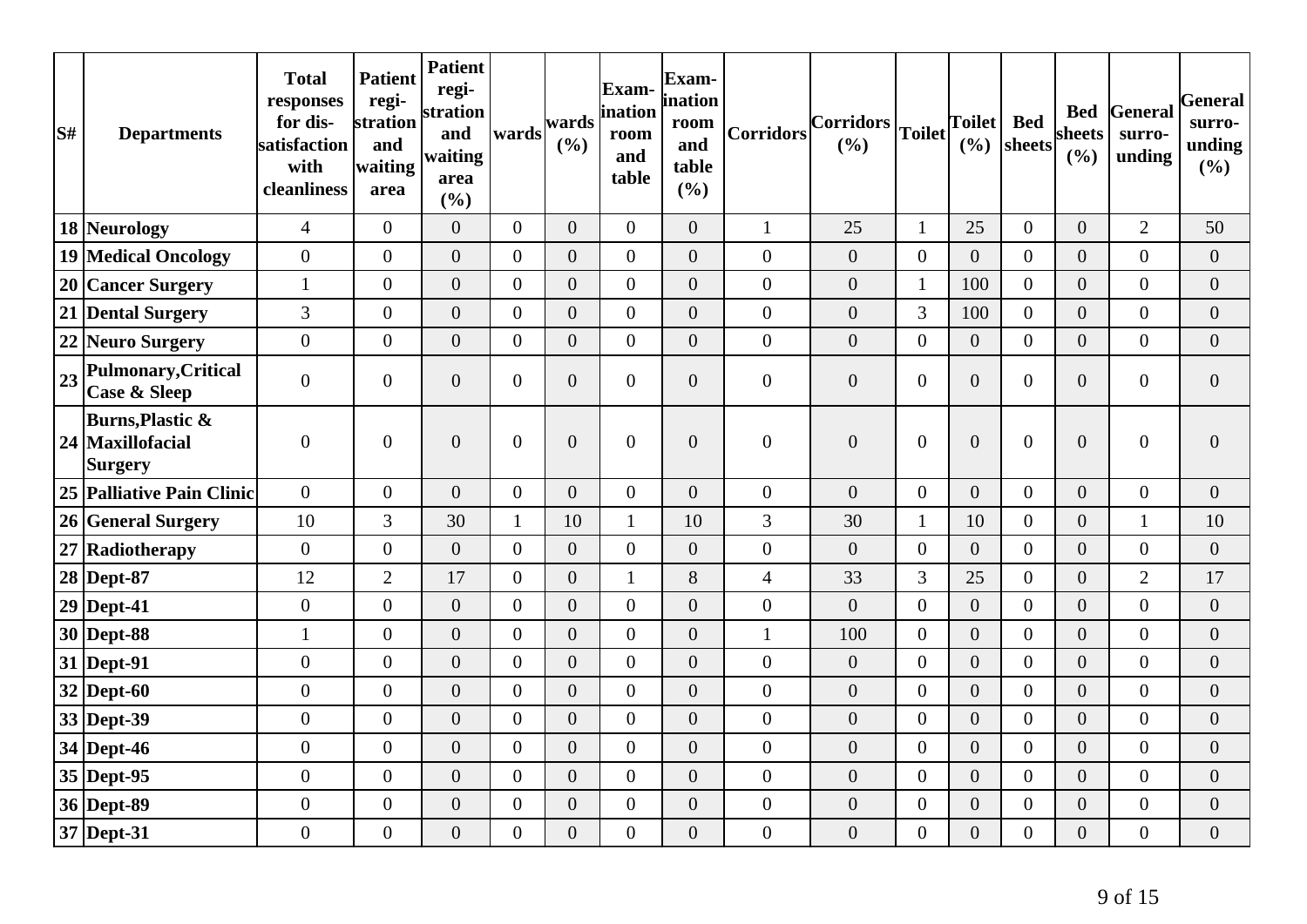| S# | Departments | Total responses for dis-satisfaction with cleanliness | Patient regi-stration and waiting area | Patient regi-stration and waiting area (%) | wards | wards (%) | Exam-ination room and table | Exam-ination room and table (%) | Corridors | Corridors (%) | Toilet | Toilet (%) | Bed sheets | Bed sheets (%) | General surro-unding | General surro-unding (%) |
|---|---|---|---|---|---|---|---|---|---|---|---|---|---|---|---|---|
| 18 | Neurology | 4 | 0 | 0 | 0 | 0 | 0 | 0 | 1 | 25 | 1 | 25 | 0 | 0 | 2 | 50 |
| 19 | Medical Oncology | 0 | 0 | 0 | 0 | 0 | 0 | 0 | 0 | 0 | 0 | 0 | 0 | 0 | 0 | 0 |
| 20 | Cancer Surgery | 1 | 0 | 0 | 0 | 0 | 0 | 0 | 0 | 0 | 1 | 100 | 0 | 0 | 0 | 0 |
| 21 | Dental Surgery | 3 | 0 | 0 | 0 | 0 | 0 | 0 | 0 | 0 | 3 | 100 | 0 | 0 | 0 | 0 |
| 22 | Neuro Surgery | 0 | 0 | 0 | 0 | 0 | 0 | 0 | 0 | 0 | 0 | 0 | 0 | 0 | 0 | 0 |
| 23 | Pulmonary,Critical Case & Sleep | 0 | 0 | 0 | 0 | 0 | 0 | 0 | 0 | 0 | 0 | 0 | 0 | 0 | 0 | 0 |
| 24 | Burns,Plastic & Maxillofacial Surgery | 0 | 0 | 0 | 0 | 0 | 0 | 0 | 0 | 0 | 0 | 0 | 0 | 0 | 0 | 0 |
| 25 | Palliative Pain Clinic | 0 | 0 | 0 | 0 | 0 | 0 | 0 | 0 | 0 | 0 | 0 | 0 | 0 | 0 | 0 |
| 26 | General Surgery | 10 | 3 | 30 | 1 | 10 | 1 | 10 | 3 | 30 | 1 | 10 | 0 | 0 | 1 | 10 |
| 27 | Radiotherapy | 0 | 0 | 0 | 0 | 0 | 0 | 0 | 0 | 0 | 0 | 0 | 0 | 0 | 0 | 0 |
| 28 | Dept-87 | 12 | 2 | 17 | 0 | 0 | 1 | 8 | 4 | 33 | 3 | 25 | 0 | 0 | 2 | 17 |
| 29 | Dept-41 | 0 | 0 | 0 | 0 | 0 | 0 | 0 | 0 | 0 | 0 | 0 | 0 | 0 | 0 | 0 |
| 30 | Dept-88 | 1 | 0 | 0 | 0 | 0 | 0 | 0 | 1 | 100 | 0 | 0 | 0 | 0 | 0 | 0 |
| 31 | Dept-91 | 0 | 0 | 0 | 0 | 0 | 0 | 0 | 0 | 0 | 0 | 0 | 0 | 0 | 0 | 0 |
| 32 | Dept-60 | 0 | 0 | 0 | 0 | 0 | 0 | 0 | 0 | 0 | 0 | 0 | 0 | 0 | 0 | 0 |
| 33 | Dept-39 | 0 | 0 | 0 | 0 | 0 | 0 | 0 | 0 | 0 | 0 | 0 | 0 | 0 | 0 | 0 |
| 34 | Dept-46 | 0 | 0 | 0 | 0 | 0 | 0 | 0 | 0 | 0 | 0 | 0 | 0 | 0 | 0 | 0 |
| 35 | Dept-95 | 0 | 0 | 0 | 0 | 0 | 0 | 0 | 0 | 0 | 0 | 0 | 0 | 0 | 0 | 0 |
| 36 | Dept-89 | 0 | 0 | 0 | 0 | 0 | 0 | 0 | 0 | 0 | 0 | 0 | 0 | 0 | 0 | 0 |
| 37 | Dept-31 | 0 | 0 | 0 | 0 | 0 | 0 | 0 | 0 | 0 | 0 | 0 | 0 | 0 | 0 | 0 |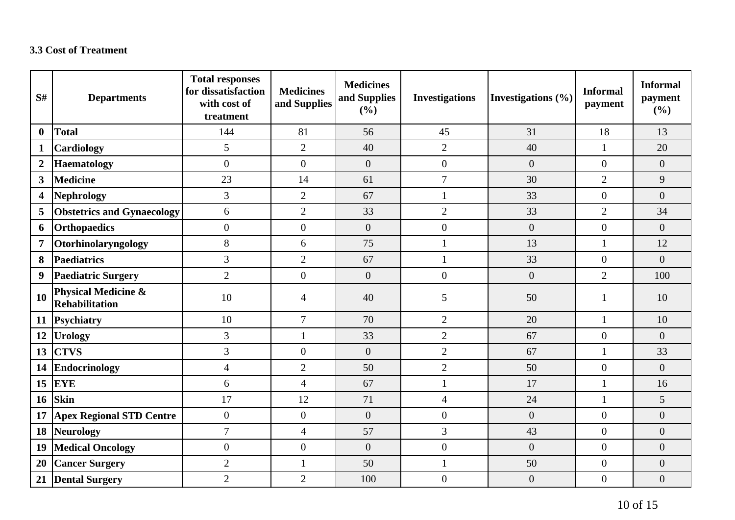### 3.3 Cost of Treatment

| S# | Departments | Total responses for dissatisfaction with cost of treatment | Medicines and Supplies | Medicines and Supplies (%) | Investigations | Investigations (%) | Informal payment | Informal payment (%) |
|---|---|---|---|---|---|---|---|---|
| **0** | **Total** | 144 | 81 | 56 | 45 | 31 | 18 | 13 |
| **1** | **Cardiology** | 5 | 2 | 40 | 2 | 40 | 1 | 20 |
| **2** | **Haematology** | 0 | 0 | 0 | 0 | 0 | 0 | 0 |
| **3** | **Medicine** | 23 | 14 | 61 | 7 | 30 | 2 | 9 |
| **4** | **Nephrology** | 3 | 2 | 67 | 1 | 33 | 0 | 0 |
| **5** | **Obstetrics and Gynaecology** | 6 | 2 | 33 | 2 | 33 | 2 | 34 |
| **6** | **Orthopaedics** | 0 | 0 | 0 | 0 | 0 | 0 | 0 |
| **7** | **Otorhinolaryngology** | 8 | 6 | 75 | 1 | 13 | 1 | 12 |
| **8** | **Paediatrics** | 3 | 2 | 67 | 1 | 33 | 0 | 0 |
| **9** | **Paediatric Surgery** | 2 | 0 | 0 | 0 | 0 | 2 | 100 |
| **10** | **Physical Medicine & Rehabilitation** | 10 | 4 | 40 | 5 | 50 | 1 | 10 |
| **11** | **Psychiatry** | 10 | 7 | 70 | 2 | 20 | 1 | 10 |
| **12** | **Urology** | 3 | 1 | 33 | 2 | 67 | 0 | 0 |
| **13** | **CTVS** | 3 | 0 | 0 | 2 | 67 | 1 | 33 |
| **14** | **Endocrinology** | 4 | 2 | 50 | 2 | 50 | 0 | 0 |
| **15** | **EYE** | 6 | 4 | 67 | 1 | 17 | 1 | 16 |
| **16** | **Skin** | 17 | 12 | 71 | 4 | 24 | 1 | 5 |
| **17** | **Apex Regional STD Centre** | 0 | 0 | 0 | 0 | 0 | 0 | 0 |
| **18** | **Neurology** | 7 | 4 | 57 | 3 | 43 | 0 | 0 |
| **19** | **Medical Oncology** | 0 | 0 | 0 | 0 | 0 | 0 | 0 |
| **20** | **Cancer Surgery** | 2 | 1 | 50 | 1 | 50 | 0 | 0 |
| **21** | **Dental Surgery** | 2 | 2 | 100 | 0 | 0 | 0 | 0 |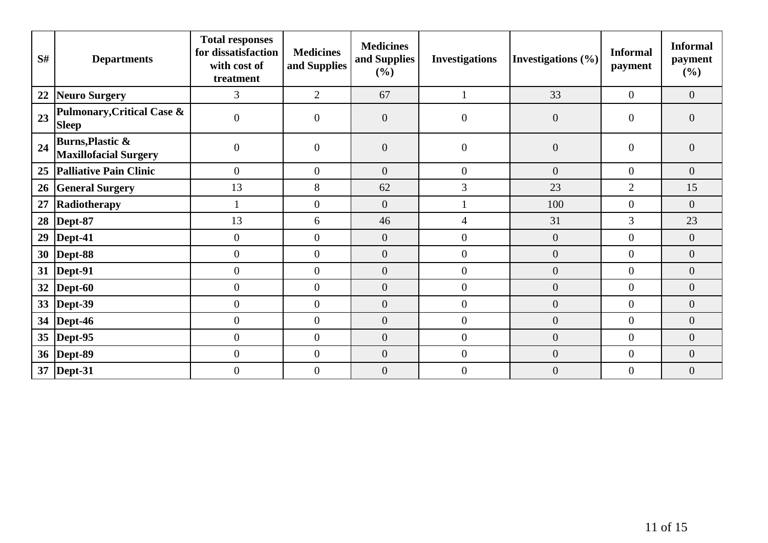| S# | Departments | Total responses for dissatisfaction with cost of treatment | Medicines and Supplies | Medicines and Supplies (%) | Investigations | Investigations (%) | Informal payment | Informal payment (%) |
|---|---|---|---|---|---|---|---|---|
| 22 | **Neuro Surgery** | 3 | 2 | 67 | 1 | 33 | 0 | 0 |
| 23 | **Pulmonary,Critical Case & Sleep** | 0 | 0 | 0 | 0 | 0 | 0 | 0 |
| 24 | **Burns,Plastic & Maxillofacial Surgery** | 0 | 0 | 0 | 0 | 0 | 0 | 0 |
| 25 | **Palliative Pain Clinic** | 0 | 0 | 0 | 0 | 0 | 0 | 0 |
| 26 | **General Surgery** | 13 | 8 | 62 | 3 | 23 | 2 | 15 |
| 27 | **Radiotherapy** | 1 | 0 | 0 | 1 | 100 | 0 | 0 |
| 28 | **Dept-87** | 13 | 6 | 46 | 4 | 31 | 3 | 23 |
| 29 | **Dept-41** | 0 | 0 | 0 | 0 | 0 | 0 | 0 |
| 30 | **Dept-88** | 0 | 0 | 0 | 0 | 0 | 0 | 0 |
| 31 | **Dept-91** | 0 | 0 | 0 | 0 | 0 | 0 | 0 |
| 32 | **Dept-60** | 0 | 0 | 0 | 0 | 0 | 0 | 0 |
| 33 | **Dept-39** | 0 | 0 | 0 | 0 | 0 | 0 | 0 |
| 34 | **Dept-46** | 0 | 0 | 0 | 0 | 0 | 0 | 0 |
| 35 | **Dept-95** | 0 | 0 | 0 | 0 | 0 | 0 | 0 |
| 36 | **Dept-89** | 0 | 0 | 0 | 0 | 0 | 0 | 0 |
| 37 | **Dept-31** | 0 | 0 | 0 | 0 | 0 | 0 | 0 |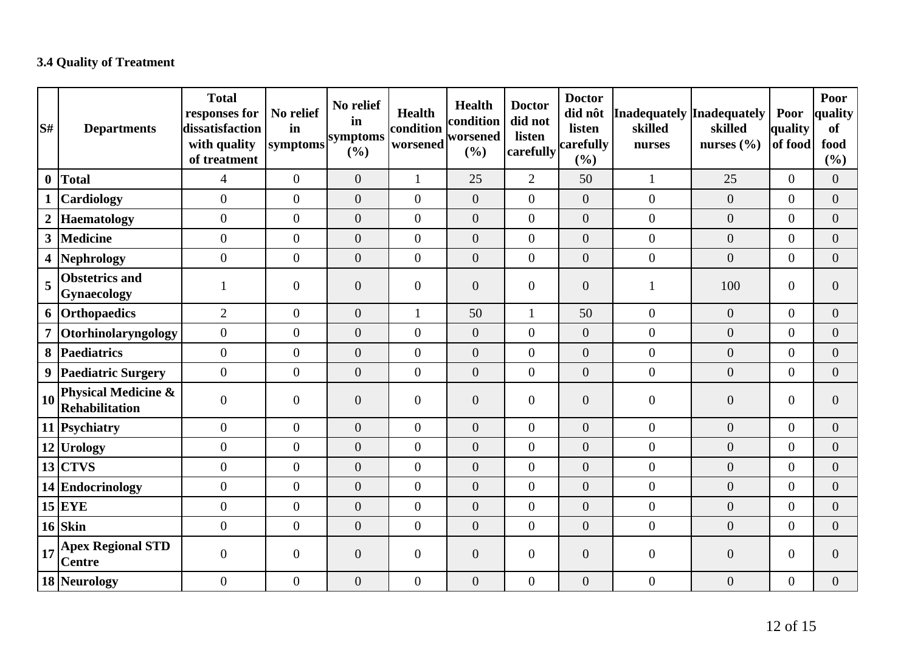### 3.4 Quality of Treatment

| S# | Departments | Total responses for dissatisfaction with quality of treatment | No relief in symptoms | No relief in symptoms (%) | Health condition worsened | Health condition worsened (%) | Doctor did not listen carefully | Doctor did nôt listen carefully (%) | Inadequately skilled nurses | Inadequately skilled nurses (%) | Poor quality of food | Poor quality of food (%) |
|---|---|---|---|---|---|---|---|---|---|---|---|---|
| 0 | **Total** | 4 | 0 | 0 | 1 | 25 | 2 | 50 | 1 | 25 | 0 | 0 |
| 1 | **Cardiology** | 0 | 0 | 0 | 0 | 0 | 0 | 0 | 0 | 0 | 0 | 0 |
| 2 | **Haematology** | 0 | 0 | 0 | 0 | 0 | 0 | 0 | 0 | 0 | 0 | 0 |
| 3 | **Medicine** | 0 | 0 | 0 | 0 | 0 | 0 | 0 | 0 | 0 | 0 | 0 |
| 4 | **Nephrology** | 0 | 0 | 0 | 0 | 0 | 0 | 0 | 0 | 0 | 0 | 0 |
| 5 | **Obstetrics and Gynaecology** | 1 | 0 | 0 | 0 | 0 | 0 | 0 | 1 | 100 | 0 | 0 |
| 6 | **Orthopaedics** | 2 | 0 | 0 | 1 | 50 | 1 | 50 | 0 | 0 | 0 | 0 |
| 7 | **Otorhinolaryngology** | 0 | 0 | 0 | 0 | 0 | 0 | 0 | 0 | 0 | 0 | 0 |
| 8 | **Paediatrics** | 0 | 0 | 0 | 0 | 0 | 0 | 0 | 0 | 0 | 0 | 0 |
| 9 | **Paediatric Surgery** | 0 | 0 | 0 | 0 | 0 | 0 | 0 | 0 | 0 | 0 | 0 |
| 10 | **Physical Medicine & Rehabilitation** | 0 | 0 | 0 | 0 | 0 | 0 | 0 | 0 | 0 | 0 | 0 |
| 11 | **Psychiatry** | 0 | 0 | 0 | 0 | 0 | 0 | 0 | 0 | 0 | 0 | 0 |
| 12 | **Urology** | 0 | 0 | 0 | 0 | 0 | 0 | 0 | 0 | 0 | 0 | 0 |
| 13 | **CTVS** | 0 | 0 | 0 | 0 | 0 | 0 | 0 | 0 | 0 | 0 | 0 |
| 14 | **Endocrinology** | 0 | 0 | 0 | 0 | 0 | 0 | 0 | 0 | 0 | 0 | 0 |
| 15 | **EYE** | 0 | 0 | 0 | 0 | 0 | 0 | 0 | 0 | 0 | 0 | 0 |
| 16 | **Skin** | 0 | 0 | 0 | 0 | 0 | 0 | 0 | 0 | 0 | 0 | 0 |
| 17 | **Apex Regional STD Centre** | 0 | 0 | 0 | 0 | 0 | 0 | 0 | 0 | 0 | 0 | 0 |
| 18 | **Neurology** | 0 | 0 | 0 | 0 | 0 | 0 | 0 | 0 | 0 | 0 | 0 |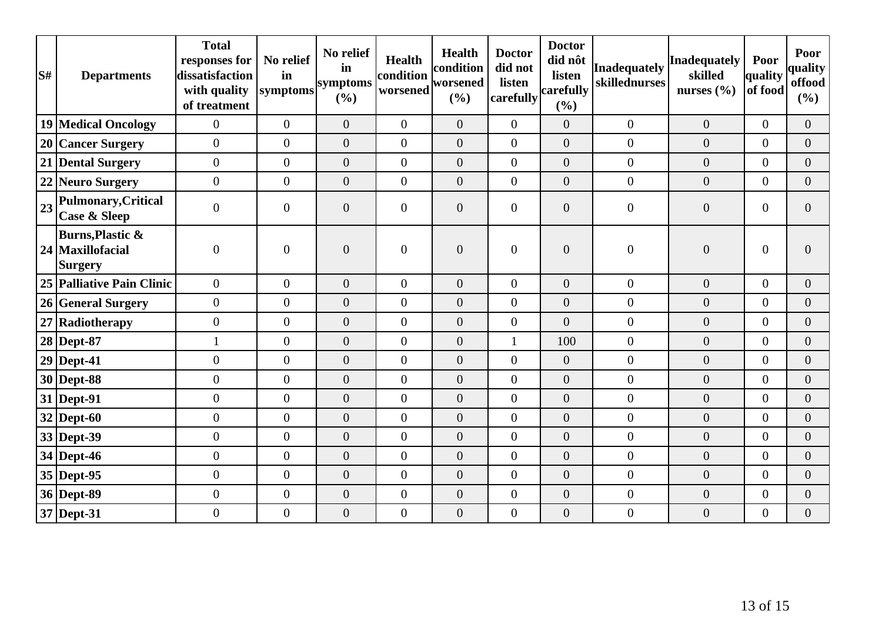| S# | Departments | Total responses for dissatisfaction with quality of treatment | No relief in symptoms | No relief in symptoms (%) | Health condition worsened | Health condition worsened (%) | Doctor did not listen carefully | Doctor did nôt listen carefully (%) | Inadequately skillednurses | Inadequately skilled nurses (%) | Poor quality of food | Poor quality offood (%) |
|---|---|---|---|---|---|---|---|---|---|---|---|---|
| 19 | Medical Oncology | 0 | 0 | 0 | 0 | 0 | 0 | 0 | 0 | 0 | 0 | 0 |
| 20 | Cancer Surgery | 0 | 0 | 0 | 0 | 0 | 0 | 0 | 0 | 0 | 0 | 0 |
| 21 | Dental Surgery | 0 | 0 | 0 | 0 | 0 | 0 | 0 | 0 | 0 | 0 | 0 |
| 22 | Neuro Surgery | 0 | 0 | 0 | 0 | 0 | 0 | 0 | 0 | 0 | 0 | 0 |
| 23 | Pulmonary,Critical Case & Sleep | 0 | 0 | 0 | 0 | 0 | 0 | 0 | 0 | 0 | 0 | 0 |
| 24 | Burns,Plastic & Maxillofacial Surgery | 0 | 0 | 0 | 0 | 0 | 0 | 0 | 0 | 0 | 0 | 0 |
| 25 | Palliative Pain Clinic | 0 | 0 | 0 | 0 | 0 | 0 | 0 | 0 | 0 | 0 | 0 |
| 26 | General Surgery | 0 | 0 | 0 | 0 | 0 | 0 | 0 | 0 | 0 | 0 | 0 |
| 27 | Radiotherapy | 0 | 0 | 0 | 0 | 0 | 0 | 0 | 0 | 0 | 0 | 0 |
| 28 | Dept-87 | 1 | 0 | 0 | 0 | 0 | 1 | 100 | 0 | 0 | 0 | 0 |
| 29 | Dept-41 | 0 | 0 | 0 | 0 | 0 | 0 | 0 | 0 | 0 | 0 | 0 |
| 30 | Dept-88 | 0 | 0 | 0 | 0 | 0 | 0 | 0 | 0 | 0 | 0 | 0 |
| 31 | Dept-91 | 0 | 0 | 0 | 0 | 0 | 0 | 0 | 0 | 0 | 0 | 0 |
| 32 | Dept-60 | 0 | 0 | 0 | 0 | 0 | 0 | 0 | 0 | 0 | 0 | 0 |
| 33 | Dept-39 | 0 | 0 | 0 | 0 | 0 | 0 | 0 | 0 | 0 | 0 | 0 |
| 34 | Dept-46 | 0 | 0 | 0 | 0 | 0 | 0 | 0 | 0 | 0 | 0 | 0 |
| 35 | Dept-95 | 0 | 0 | 0 | 0 | 0 | 0 | 0 | 0 | 0 | 0 | 0 |
| 36 | Dept-89 | 0 | 0 | 0 | 0 | 0 | 0 | 0 | 0 | 0 | 0 | 0 |
| 37 | Dept-31 | 0 | 0 | 0 | 0 | 0 | 0 | 0 | 0 | 0 | 0 | 0 |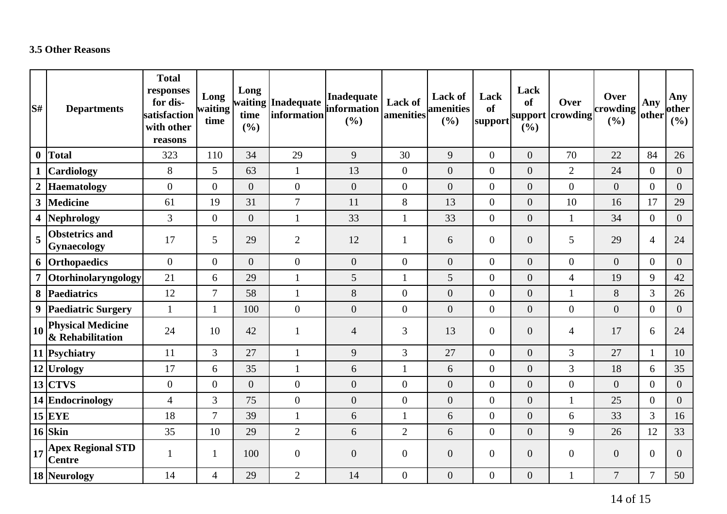### 3.5 Other Reasons

| S# | Departments | Total responses for dis-satisfaction with other reasons | Long waiting time | Long waiting time (%) | Inadequate information | Inadequate information (%) | Lack of amenities | Lack of amenities (%) | Lack of support | Lack of support (%) | Over crowding | Over crowding (%) | Any other | Any other (%) |
|---|---|---|---|---|---|---|---|---|---|---|---|---|---|---|
| 0 | Total | 323 | 110 | 34 | 29 | 9 | 30 | 9 | 0 | 0 | 70 | 22 | 84 | 26 |
| 1 | Cardiology | 8 | 5 | 63 | 1 | 13 | 0 | 0 | 0 | 0 | 2 | 24 | 0 | 0 |
| 2 | Haematology | 0 | 0 | 0 | 0 | 0 | 0 | 0 | 0 | 0 | 0 | 0 | 0 | 0 |
| 3 | Medicine | 61 | 19 | 31 | 7 | 11 | 8 | 13 | 0 | 0 | 10 | 16 | 17 | 29 |
| 4 | Nephrology | 3 | 0 | 0 | 1 | 33 | 1 | 33 | 0 | 0 | 1 | 34 | 0 | 0 |
| 5 | Obstetrics and Gynaecology | 17 | 5 | 29 | 2 | 12 | 1 | 6 | 0 | 0 | 5 | 29 | 4 | 24 |
| 6 | Orthopaedics | 0 | 0 | 0 | 0 | 0 | 0 | 0 | 0 | 0 | 0 | 0 | 0 | 0 |
| 7 | Otorhinolaryngology | 21 | 6 | 29 | 1 | 5 | 1 | 5 | 0 | 0 | 4 | 19 | 9 | 42 |
| 8 | Paediatrics | 12 | 7 | 58 | 1 | 8 | 0 | 0 | 0 | 0 | 1 | 8 | 3 | 26 |
| 9 | Paediatric Surgery | 1 | 1 | 100 | 0 | 0 | 0 | 0 | 0 | 0 | 0 | 0 | 0 | 0 |
| 10 | Physical Medicine & Rehabilitation | 24 | 10 | 42 | 1 | 4 | 3 | 13 | 0 | 0 | 4 | 17 | 6 | 24 |
| 11 | Psychiatry | 11 | 3 | 27 | 1 | 9 | 3 | 27 | 0 | 0 | 3 | 27 | 1 | 10 |
| 12 | Urology | 17 | 6 | 35 | 1 | 6 | 1 | 6 | 0 | 0 | 3 | 18 | 6 | 35 |
| 13 | CTVS | 0 | 0 | 0 | 0 | 0 | 0 | 0 | 0 | 0 | 0 | 0 | 0 | 0 |
| 14 | Endocrinology | 4 | 3 | 75 | 0 | 0 | 0 | 0 | 0 | 0 | 1 | 25 | 0 | 0 |
| 15 | EYE | 18 | 7 | 39 | 1 | 6 | 1 | 6 | 0 | 0 | 6 | 33 | 3 | 16 |
| 16 | Skin | 35 | 10 | 29 | 2 | 6 | 2 | 6 | 0 | 0 | 9 | 26 | 12 | 33 |
| 17 | Apex Regional STD Centre | 1 | 1 | 100 | 0 | 0 | 0 | 0 | 0 | 0 | 0 | 0 | 0 | 0 |
| 18 | Neurology | 14 | 4 | 29 | 2 | 14 | 0 | 0 | 0 | 0 | 1 | 7 | 7 | 50 |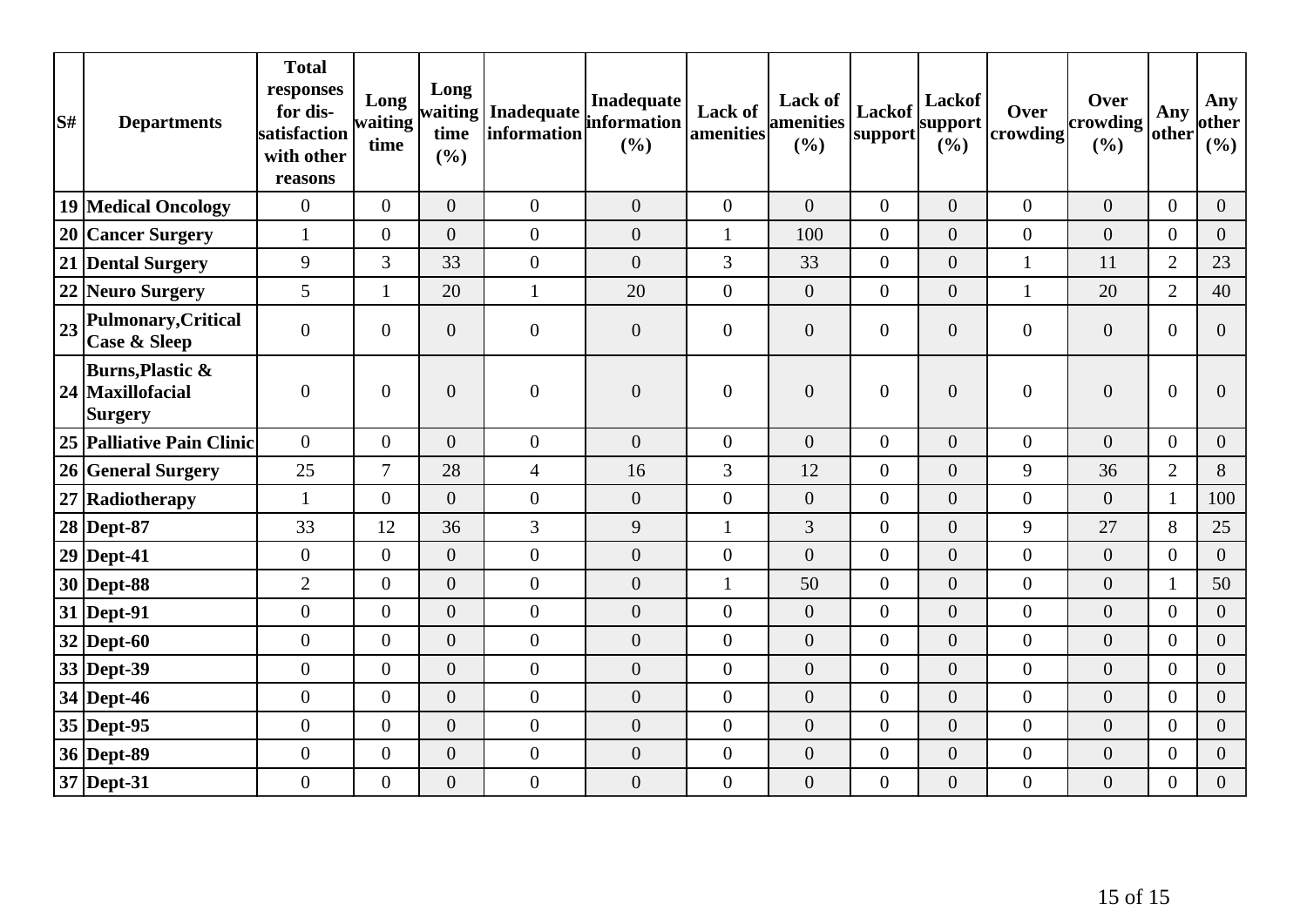| S# | Departments | Total responses for dis-satisfaction with other reasons | Long waiting time | Long waiting time (%) | Inadequate information | Inadequate information (%) | Lack of amenities | Lack of amenities (%) | Lackof support | Lackof support (%) | Over crowding | Over crowding (%) | Any other | Any other (%) |
|---|---|---|---|---|---|---|---|---|---|---|---|---|---|---|
| 19 | Medical Oncology | 0 | 0 | 0 | 0 | 0 | 0 | 0 | 0 | 0 | 0 | 0 | 0 | 0 |
| 20 | Cancer Surgery | 1 | 0 | 0 | 0 | 0 | 1 | 100 | 0 | 0 | 0 | 0 | 0 | 0 |
| 21 | Dental Surgery | 9 | 3 | 33 | 0 | 0 | 3 | 33 | 0 | 0 | 1 | 11 | 2 | 23 |
| 22 | Neuro Surgery | 5 | 1 | 20 | 1 | 20 | 0 | 0 | 0 | 0 | 1 | 20 | 2 | 40 |
| 23 | Pulmonary,Critical Case & Sleep | 0 | 0 | 0 | 0 | 0 | 0 | 0 | 0 | 0 | 0 | 0 | 0 | 0 |
| 24 | Burns,Plastic & Maxillofacial Surgery | 0 | 0 | 0 | 0 | 0 | 0 | 0 | 0 | 0 | 0 | 0 | 0 | 0 |
| 25 | Palliative Pain Clinic | 0 | 0 | 0 | 0 | 0 | 0 | 0 | 0 | 0 | 0 | 0 | 0 | 0 |
| 26 | General Surgery | 25 | 7 | 28 | 4 | 16 | 3 | 12 | 0 | 0 | 9 | 36 | 2 | 8 |
| 27 | Radiotherapy | 1 | 0 | 0 | 0 | 0 | 0 | 0 | 0 | 0 | 0 | 0 | 1 | 100 |
| 28 | Dept-87 | 33 | 12 | 36 | 3 | 9 | 1 | 3 | 0 | 0 | 9 | 27 | 8 | 25 |
| 29 | Dept-41 | 0 | 0 | 0 | 0 | 0 | 0 | 0 | 0 | 0 | 0 | 0 | 0 | 0 |
| 30 | Dept-88 | 2 | 0 | 0 | 0 | 0 | 1 | 50 | 0 | 0 | 0 | 0 | 1 | 50 |
| 31 | Dept-91 | 0 | 0 | 0 | 0 | 0 | 0 | 0 | 0 | 0 | 0 | 0 | 0 | 0 |
| 32 | Dept-60 | 0 | 0 | 0 | 0 | 0 | 0 | 0 | 0 | 0 | 0 | 0 | 0 | 0 |
| 33 | Dept-39 | 0 | 0 | 0 | 0 | 0 | 0 | 0 | 0 | 0 | 0 | 0 | 0 | 0 |
| 34 | Dept-46 | 0 | 0 | 0 | 0 | 0 | 0 | 0 | 0 | 0 | 0 | 0 | 0 | 0 |
| 35 | Dept-95 | 0 | 0 | 0 | 0 | 0 | 0 | 0 | 0 | 0 | 0 | 0 | 0 | 0 |
| 36 | Dept-89 | 0 | 0 | 0 | 0 | 0 | 0 | 0 | 0 | 0 | 0 | 0 | 0 | 0 |
| 37 | Dept-31 | 0 | 0 | 0 | 0 | 0 | 0 | 0 | 0 | 0 | 0 | 0 | 0 | 0 |